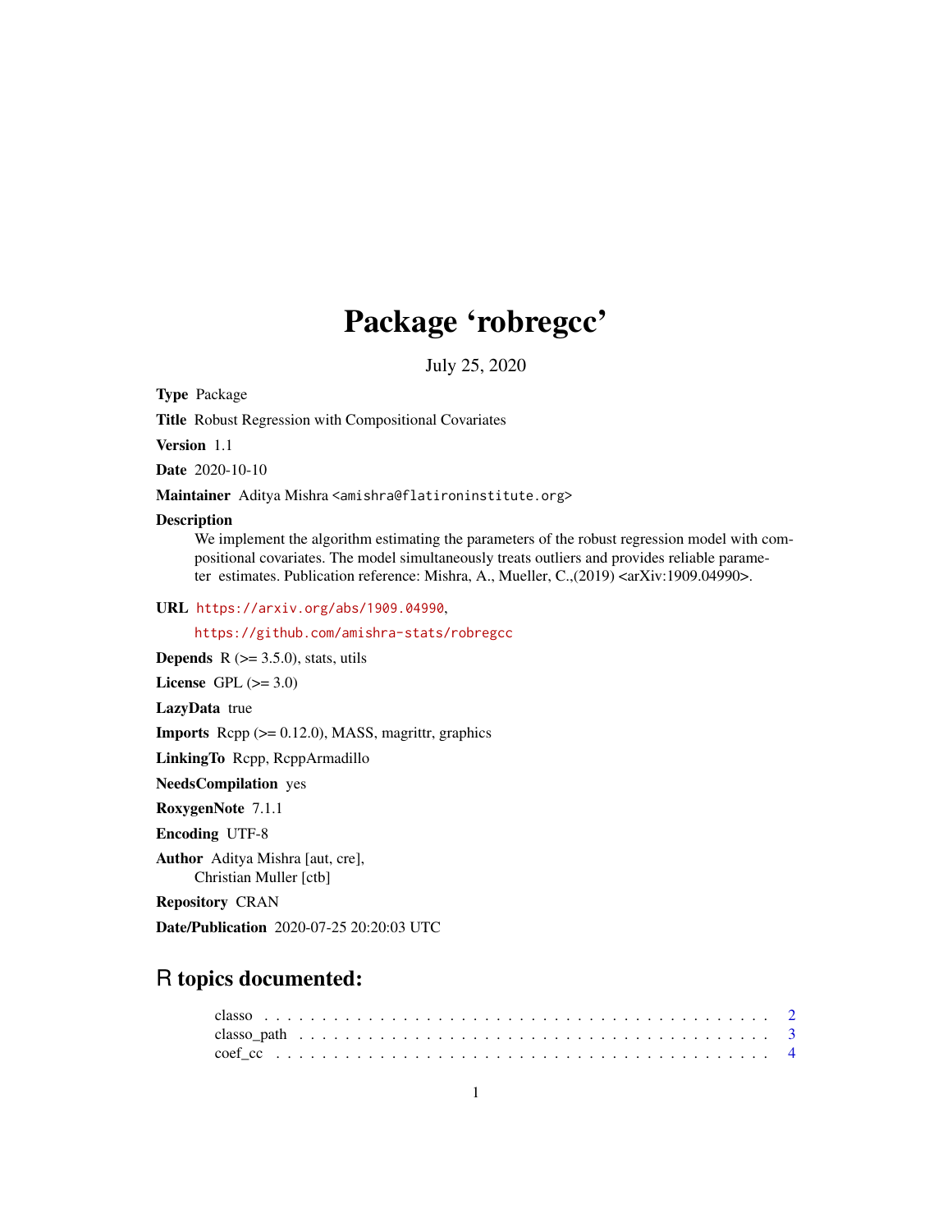# Package 'robregcc'

July 25, 2020

**Type** Package

**Title** Robust Regression with Compositional Covariates

**Version** 1.1

**Date** 2020-10-10

**Maintainer** Aditya Mishra <amishra@flatironinstitute.org>

**Description** We implement the algorithm estimating the parameters of the robust regression model with compositional covariates. The model simultaneously treats outliers and provides reliable parameter estimates. Publication reference: Mishra, A., Mueller, C.,(2019) <arXiv:1909.04990>.

**URL** https://arxiv.org/abs/1909.04990,
https://github.com/amishra-stats/robregcc

**Depends** R (>= 3.5.0), stats, utils

**License** GPL (>= 3.0)

**LazyData** true

**Imports** Rcpp (>= 0.12.0), MASS, magrittr, graphics

**LinkingTo** Rcpp, RcppArmadillo

**NeedsCompilation** yes

**RoxygenNote** 7.1.1

**Encoding** UTF-8

**Author** Aditya Mishra [aut, cre],
Christian Muller [ctb]

**Repository** CRAN

**Date/Publication** 2020-07-25 20:20:03 UTC

## R topics documented:

- classo . . . . . . . . . . . . . . . . . . . . . . . . . . . . . . . . . . . . . . . . 2
- classo_path . . . . . . . . . . . . . . . . . . . . . . . . . . . . . . . . . . . . . 3
- coef_cc . . . . . . . . . . . . . . . . . . . . . . . . . . . . . . . . . . . . . . . 4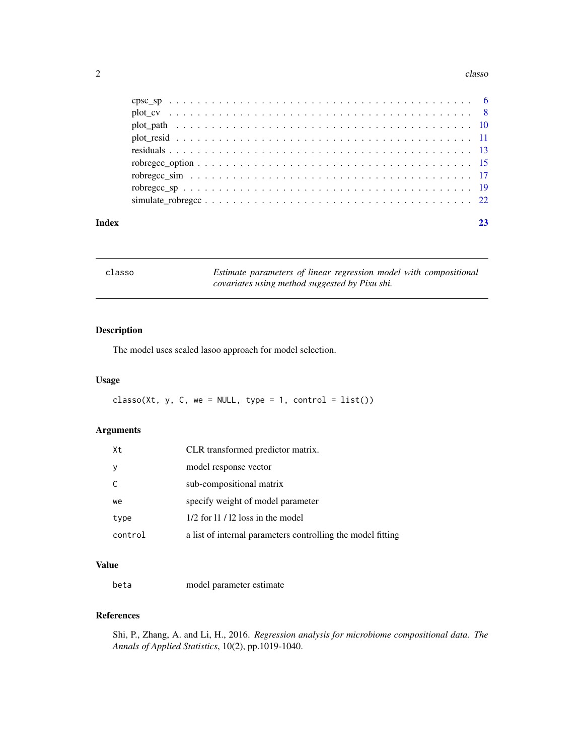cpsc_sp . . . . . . . . . . . . . . . . . . . . . . . . . . . . . . . . . . . . . . . . 6
plot_cv . . . . . . . . . . . . . . . . . . . . . . . . . . . . . . . . . . . . . . . . 8
plot_path . . . . . . . . . . . . . . . . . . . . . . . . . . . . . . . . . . . . . . . 10
plot_resid . . . . . . . . . . . . . . . . . . . . . . . . . . . . . . . . . . . . . . 11
residuals . . . . . . . . . . . . . . . . . . . . . . . . . . . . . . . . . . . . . . . 13
robregcc_option . . . . . . . . . . . . . . . . . . . . . . . . . . . . . . . . . . . 15
robregcc_sim . . . . . . . . . . . . . . . . . . . . . . . . . . . . . . . . . . . . 17
robregcc_sp . . . . . . . . . . . . . . . . . . . . . . . . . . . . . . . . . . . . . 19
simulate_robregcc . . . . . . . . . . . . . . . . . . . . . . . . . . . . . . . . . . 22

**Index** **23**

---

`classo` — *Estimate parameters of linear regression model with compositional covariates using method suggested by Pixu shi.*

---

## Description

The model uses scaled lasoo approach for model selection.

## Usage

```
classo(Xt, y, C, we = NULL, type = 1, control = list())
```

## Arguments

| | |
|---|---|
| `Xt` | CLR transformed predictor matrix. |
| `y` | model response vector |
| `C` | sub-compositional matrix |
| `we` | specify weight of model parameter |
| `type` | 1/2 for l1 / l2 loss in the model |
| `control` | a list of internal parameters controlling the model fitting |

## Value

| | |
|---|---|
| `beta` | model parameter estimate |

## References

Shi, P., Zhang, A. and Li, H., 2016. *Regression analysis for microbiome compositional data. The Annals of Applied Statistics*, 10(2), pp.1019-1040.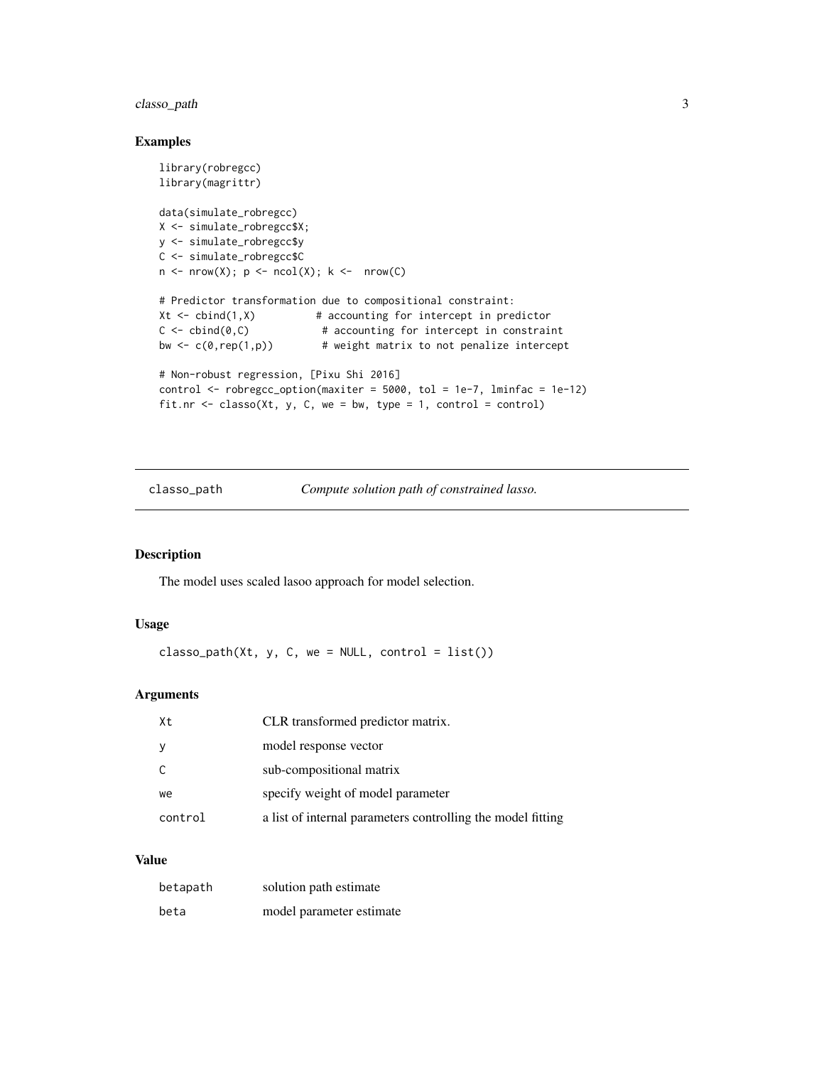## Examples

```
library(robregcc)
library(magrittr)

data(simulate_robregcc)
X <- simulate_robregcc$X;
y <- simulate_robregcc$y
C <- simulate_robregcc$C
n <- nrow(X); p <- ncol(X); k <-  nrow(C)

# Predictor transformation due to compositional constraint:
Xt <- cbind(1,X)          # accounting for intercept in predictor
C <- cbind(0,C)            # accounting for intercept in constraint
bw <- c(0,rep(1,p))        # weight matrix to not penalize intercept

# Non-robust regression, [Pixu Shi 2016]
control <- robregcc_option(maxiter = 5000, tol = 1e-7, lminfac = 1e-12)
fit.nr <- classo(Xt, y, C, we = bw, type = 1, control = control)
```

---

# classo_path    *Compute solution path of constrained lasso.*

---

## Description

The model uses scaled lasoo approach for model selection.

## Usage

```
classo_path(Xt, y, C, we = NULL, control = list())
```

## Arguments

| | |
|---|---|
| Xt | CLR transformed predictor matrix. |
| y | model response vector |
| C | sub-compositional matrix |
| we | specify weight of model parameter |
| control | a list of internal parameters controlling the model fitting |

## Value

| | |
|---|---|
| betapath | solution path estimate |
| beta | model parameter estimate |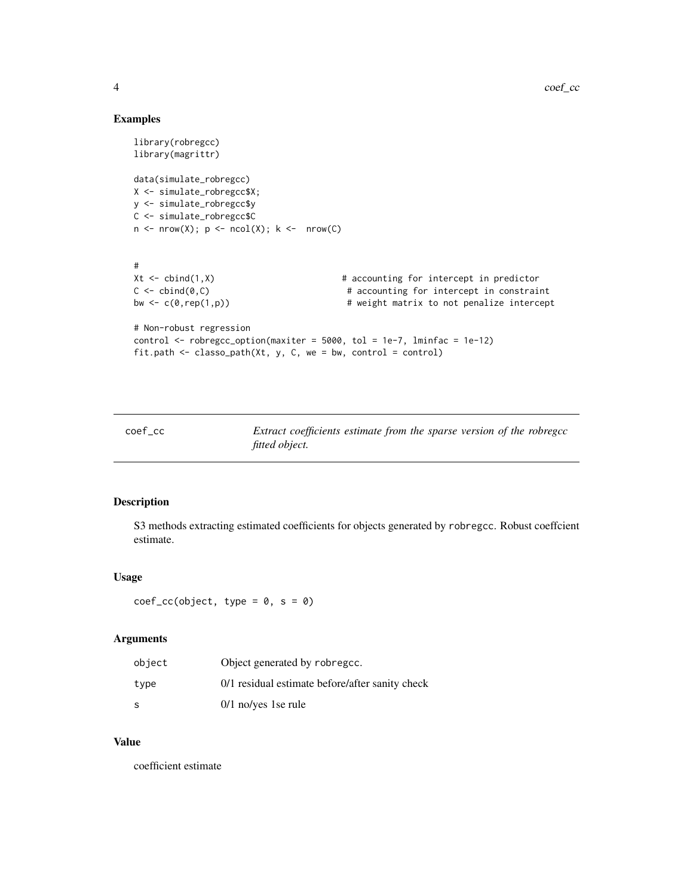## Examples

```
library(robregcc)
library(magrittr)

data(simulate_robregcc)
X <- simulate_robregcc$X;
y <- simulate_robregcc$y
C <- simulate_robregcc$C
n <- nrow(X); p <- ncol(X); k <-  nrow(C)


#
Xt <- cbind(1,X)                         # accounting for intercept in predictor
C <- cbind(0,C)                           # accounting for intercept in constraint
bw <- c(0,rep(1,p))                       # weight matrix to not penalize intercept

# Non-robust regression
control <- robregcc_option(maxiter = 5000, tol = 1e-7, lminfac = 1e-12)
fit.path <- classo_path(Xt, y, C, we = bw, control = control)
```

---

# coef_cc — *Extract coefficients estimate from the sparse version of the robregcc fitted object.*

---

## Description

S3 methods extracting estimated coefficients for objects generated by `robregcc`. Robust coeffcient estimate.

## Usage

```
coef_cc(object, type = 0, s = 0)
```

## Arguments

| | |
|---|---|
| `object` | Object generated by `robregcc`. |
| `type` | 0/1 residual estimate before/after sanity check |
| `s` | 0/1 no/yes 1se rule |

## Value

coefficient estimate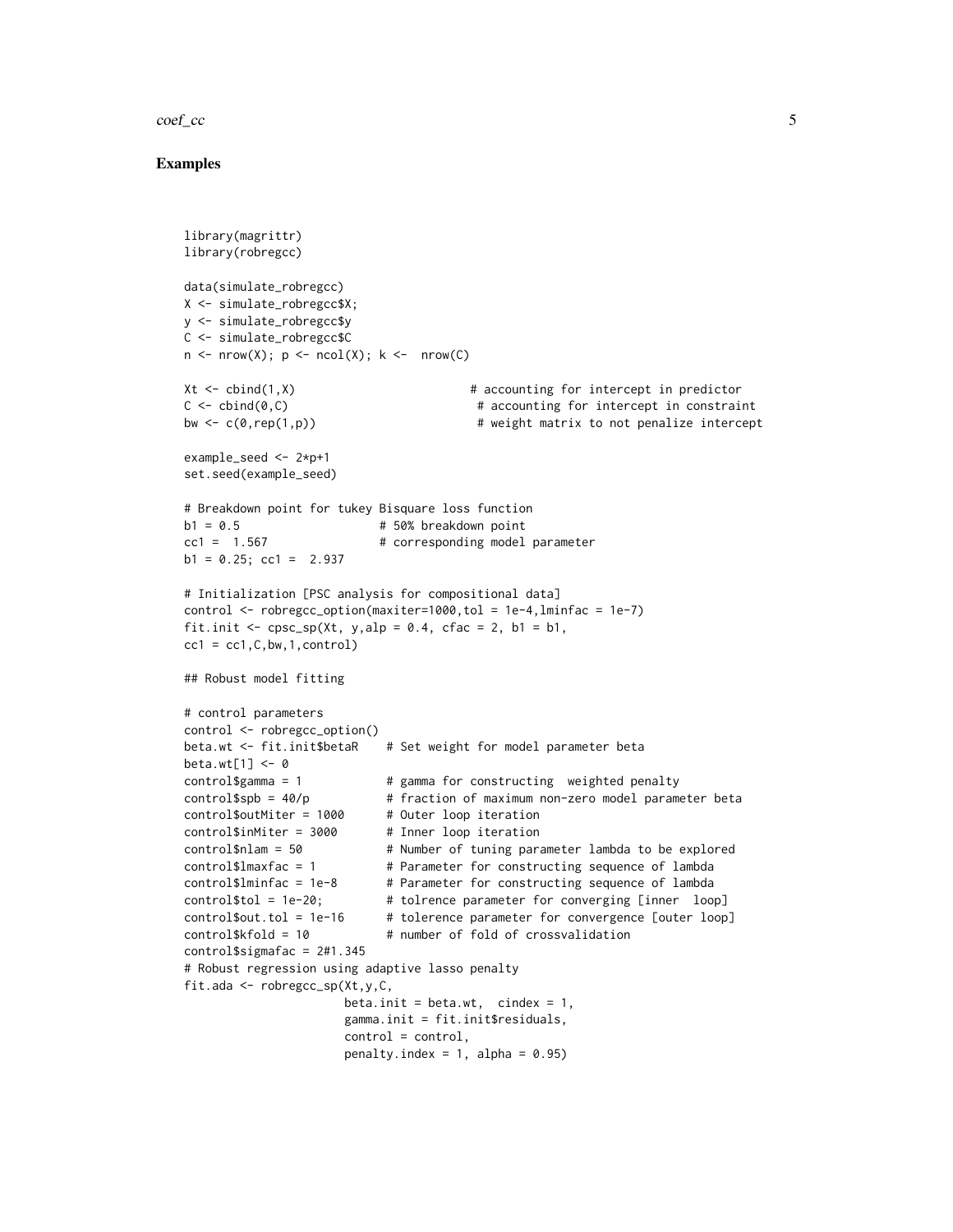## Examples

```
library(magrittr)
library(robregcc)

data(simulate_robregcc)
X <- simulate_robregcc$X;
y <- simulate_robregcc$y
C <- simulate_robregcc$C
n <- nrow(X); p <- ncol(X); k <-  nrow(C)

Xt <- cbind(1,X)                         # accounting for intercept in predictor
C <- cbind(0,C)                           # accounting for intercept in constraint
bw <- c(0,rep(1,p))                       # weight matrix to not penalize intercept

example_seed <- 2*p+1
set.seed(example_seed)

# Breakdown point for tukey Bisquare loss function
b1 = 0.5                    # 50% breakdown point
cc1 =  1.567                # corresponding model parameter
b1 = 0.25; cc1 =  2.937

# Initialization [PSC analysis for compositional data]
control <- robregcc_option(maxiter=1000,tol = 1e-4,lminfac = 1e-7)
fit.init <- cpsc_sp(Xt, y,alp = 0.4, cfac = 2, b1 = b1,
cc1 = cc1,C,bw,1,control)

## Robust model fitting

# control parameters
control <- robregcc_option()
beta.wt <- fit.init$betaR    # Set weight for model parameter beta
beta.wt[1] <- 0
control$gamma = 1            # gamma for constructing  weighted penalty
control$spb = 40/p           # fraction of maximum non-zero model parameter beta
control$outMiter = 1000      # Outer loop iteration
control$inMiter = 3000       # Inner loop iteration
control$nlam = 50            # Number of tuning parameter lambda to be explored
control$lmaxfac = 1          # Parameter for constructing sequence of lambda
control$lminfac = 1e-8       # Parameter for constructing sequence of lambda
control$tol = 1e-20;         # tolrence parameter for converging [inner  loop]
control$out.tol = 1e-16      # tolerence parameter for convergence [outer loop]
control$kfold = 10           # number of fold of crossvalidation
control$sigmafac = 2#1.345
# Robust regression using adaptive lasso penalty
fit.ada <- robregcc_sp(Xt,y,C,
                       beta.init = beta.wt,  cindex = 1,
                       gamma.init = fit.init$residuals,
                       control = control,
                       penalty.index = 1, alpha = 0.95)
```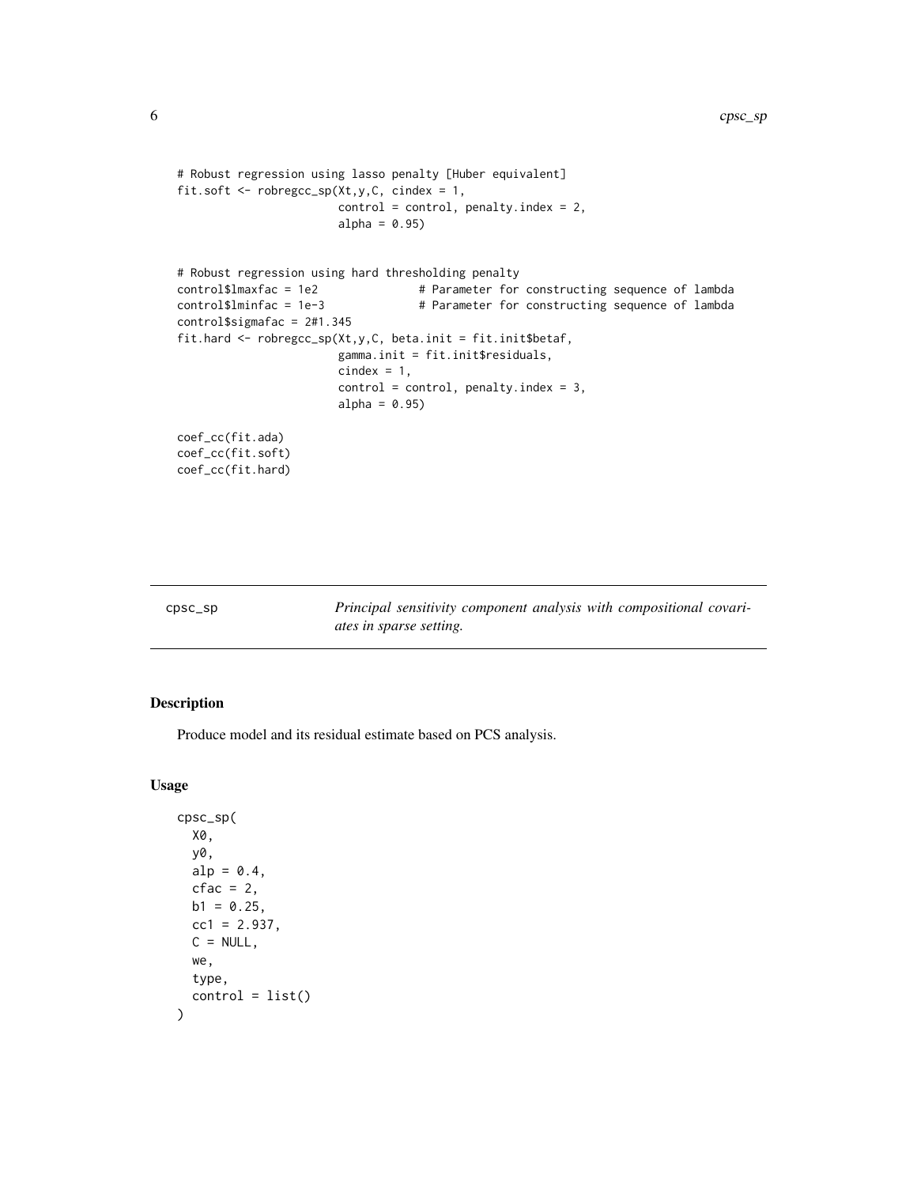```
# Robust regression using lasso penalty [Huber equivalent]
fit.soft <- robregcc_sp(Xt,y,C, cindex = 1,
                        control = control, penalty.index = 2,
                        alpha = 0.95)


# Robust regression using hard thresholding penalty
control$lmaxfac = 1e2               # Parameter for constructing sequence of lambda
control$lminfac = 1e-3              # Parameter for constructing sequence of lambda
control$sigmafac = 2#1.345
fit.hard <- robregcc_sp(Xt,y,C, beta.init = fit.init$betaf,
                        gamma.init = fit.init$residuals,
                        cindex = 1,
                        control = control, penalty.index = 3,
                        alpha = 0.95)

coef_cc(fit.ada)
coef_cc(fit.soft)
coef_cc(fit.hard)
```

---

cpsc_sp — *Principal sensitivity component analysis with compositional covariates in sparse setting.*

---

### Description

Produce model and its residual estimate based on PCS analysis.

### Usage

```
cpsc_sp(
  X0,
  y0,
  alp = 0.4,
  cfac = 2,
  b1 = 0.25,
  cc1 = 2.937,
  C = NULL,
  we,
  type,
  control = list()
)
```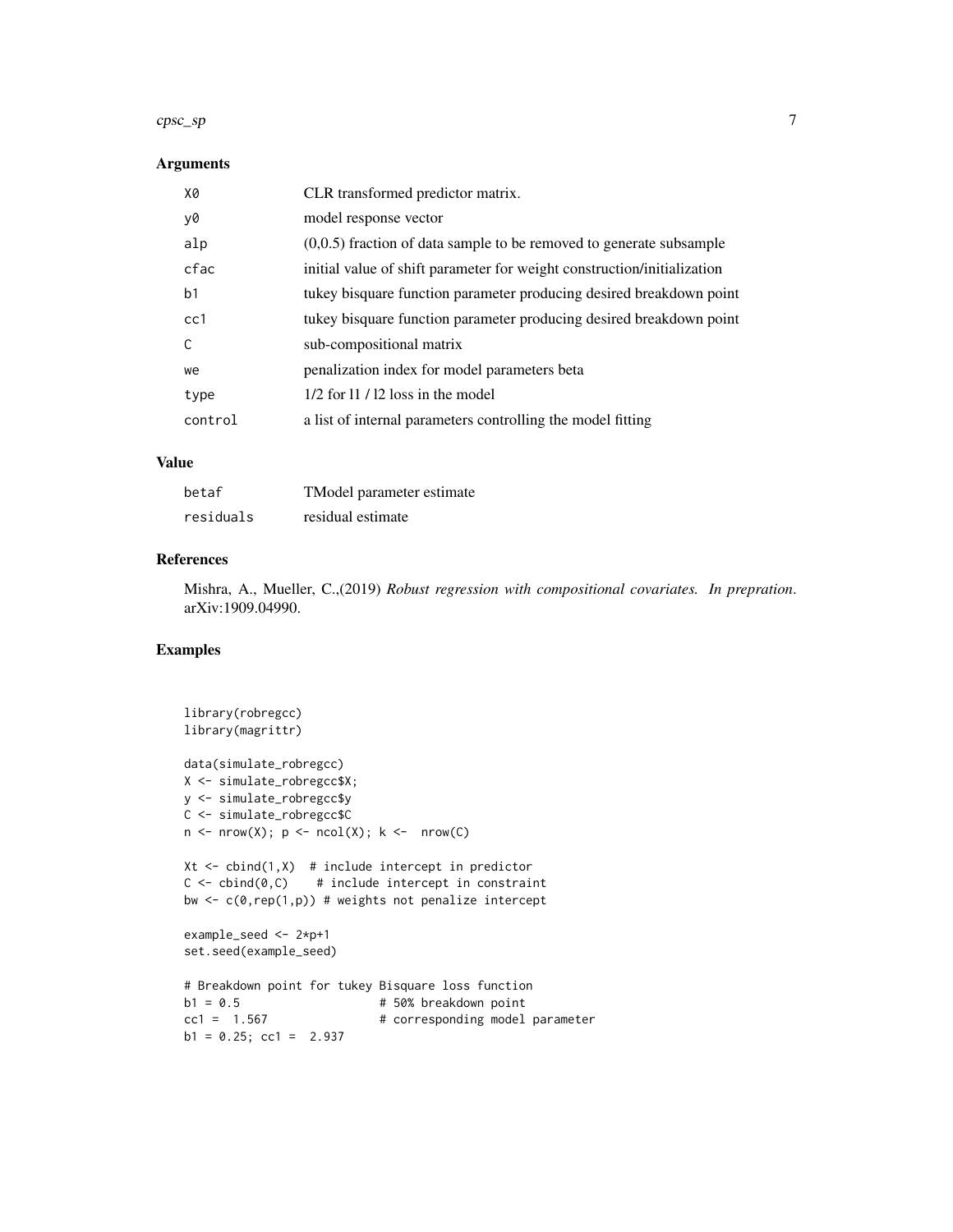## Arguments

| | |
|---|---|
| X0 | CLR transformed predictor matrix. |
| y0 | model response vector |
| alp | (0,0.5) fraction of data sample to be removed to generate subsample |
| cfac | initial value of shift parameter for weight construction/initialization |
| b1 | tukey bisquare function parameter producing desired breakdown point |
| cc1 | tukey bisquare function parameter producing desired breakdown point |
| C | sub-compositional matrix |
| we | penalization index for model parameters beta |
| type | 1/2 for l1 / l2 loss in the model |
| control | a list of internal parameters controlling the model fitting |

## Value

| | |
|---|---|
| betaf | TModel parameter estimate |
| residuals | residual estimate |

## References

Mishra, A., Mueller, C.,(2019) *Robust regression with compositional covariates. In prepration*. arXiv:1909.04990.

## Examples

```
library(robregcc)
library(magrittr)

data(simulate_robregcc)
X <- simulate_robregcc$X;
y <- simulate_robregcc$y
C <- simulate_robregcc$C
n <- nrow(X); p <- ncol(X); k <-  nrow(C)

Xt <- cbind(1,X)  # include intercept in predictor
C <- cbind(0,C)    # include intercept in constraint
bw <- c(0,rep(1,p)) # weights not penalize intercept

example_seed <- 2*p+1
set.seed(example_seed)

# Breakdown point for tukey Bisquare loss function
b1 = 0.5                    # 50% breakdown point
cc1 =  1.567                # corresponding model parameter
b1 = 0.25; cc1 =  2.937
```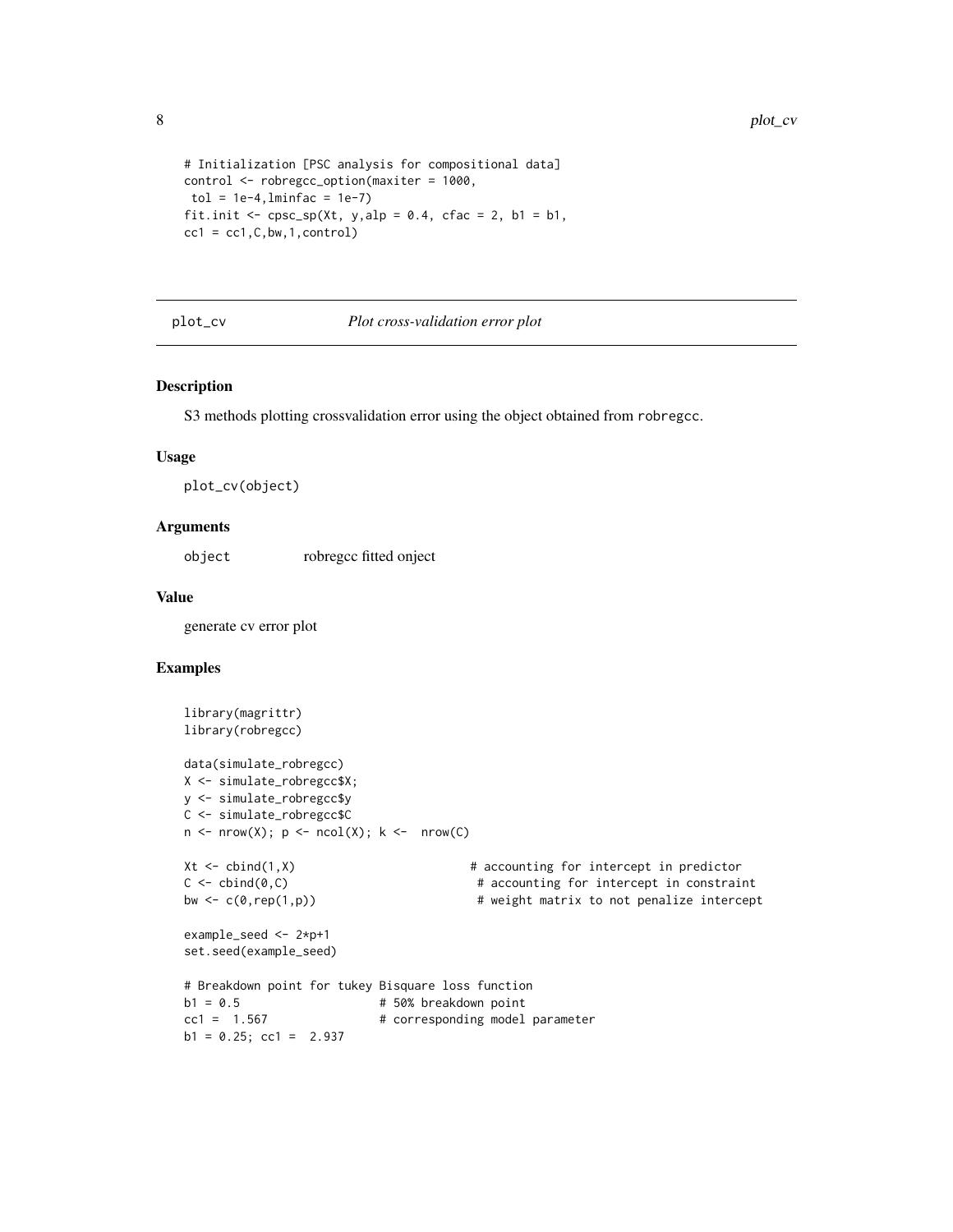```
# Initialization [PSC analysis for compositional data]
control <- robregcc_option(maxiter = 1000,
 tol = 1e-4,lminfac = 1e-7)
fit.init <- cpsc_sp(Xt, y,alp = 0.4, cfac = 2, b1 = b1,
cc1 = cc1,C,bw,1,control)
```

## plot_cv *Plot cross-validation error plot*

### Description

S3 methods plotting crossvalidation error using the object obtained from robregcc.

### Usage

```
plot_cv(object)
```

### Arguments

object robregcc fitted onject

### Value

generate cv error plot

### Examples

```
library(magrittr)
library(robregcc)

data(simulate_robregcc)
X <- simulate_robregcc$X;
y <- simulate_robregcc$y
C <- simulate_robregcc$C
n <- nrow(X); p <- ncol(X); k <-  nrow(C)

Xt <- cbind(1,X)                         # accounting for intercept in predictor
C <- cbind(0,C)                           # accounting for intercept in constraint
bw <- c(0,rep(1,p))                       # weight matrix to not penalize intercept

example_seed <- 2*p+1
set.seed(example_seed)

# Breakdown point for tukey Bisquare loss function
b1 = 0.5                   # 50% breakdown point
cc1 =  1.567               # corresponding model parameter
b1 = 0.25; cc1 =  2.937
```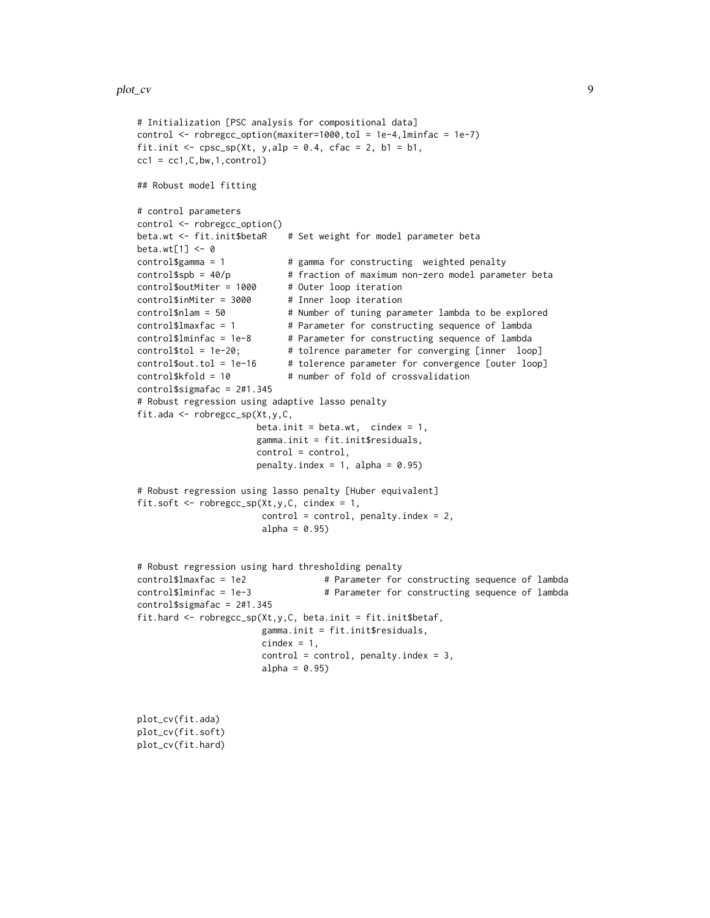```
# Initialization [PSC analysis for compositional data]
control <- robregcc_option(maxiter=1000,tol = 1e-4,lminfac = 1e-7)
fit.init <- cpsc_sp(Xt, y,alp = 0.4, cfac = 2, b1 = b1,
cc1 = cc1,C,bw,1,control)

## Robust model fitting

# control parameters
control <- robregcc_option()
beta.wt <- fit.init$betaR    # Set weight for model parameter beta
beta.wt[1] <- 0
control$gamma = 1            # gamma for constructing  weighted penalty
control$spb = 40/p           # fraction of maximum non-zero model parameter beta
control$outMiter = 1000      # Outer loop iteration
control$inMiter = 3000       # Inner loop iteration
control$nlam = 50            # Number of tuning parameter lambda to be explored
control$lmaxfac = 1          # Parameter for constructing sequence of lambda
control$lminfac = 1e-8       # Parameter for constructing sequence of lambda
control$tol = 1e-20;         # tolrence parameter for converging [inner  loop]
control$out.tol = 1e-16      # tolerence parameter for convergence [outer loop]
control$kfold = 10           # number of fold of crossvalidation
control$sigmafac = 2#1.345
# Robust regression using adaptive lasso penalty
fit.ada <- robregcc_sp(Xt,y,C,
                       beta.init = beta.wt,  cindex = 1,
                       gamma.init = fit.init$residuals,
                       control = control,
                       penalty.index = 1, alpha = 0.95)

# Robust regression using lasso penalty [Huber equivalent]
fit.soft <- robregcc_sp(Xt,y,C, cindex = 1,
                        control = control, penalty.index = 2,
                        alpha = 0.95)


# Robust regression using hard thresholding penalty
control$lmaxfac = 1e2               # Parameter for constructing sequence of lambda
control$lminfac = 1e-3              # Parameter for constructing sequence of lambda
control$sigmafac = 2#1.345
fit.hard <- robregcc_sp(Xt,y,C, beta.init = fit.init$betaf,
                        gamma.init = fit.init$residuals,
                        cindex = 1,
                        control = control, penalty.index = 3,
                        alpha = 0.95)



plot_cv(fit.ada)
plot_cv(fit.soft)
plot_cv(fit.hard)
```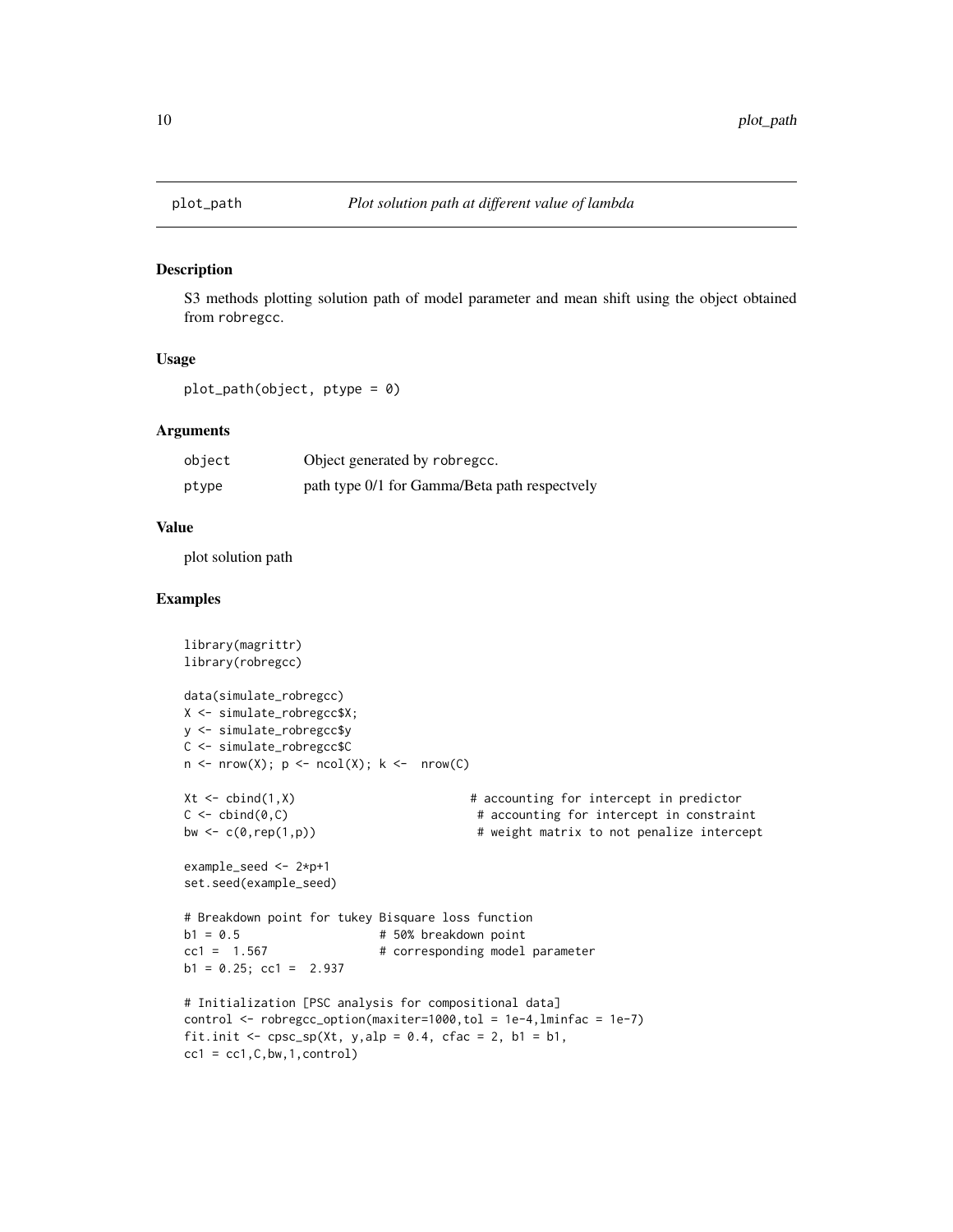## plot_path — *Plot solution path at different value of lambda*

### Description

S3 methods plotting solution path of model parameter and mean shift using the object obtained from robregcc.

### Usage

```
plot_path(object, ptype = 0)
```

### Arguments

| | |
|---|---|
| object | Object generated by robregcc. |
| ptype | path type 0/1 for Gamma/Beta path respectvely |

### Value

plot solution path

### Examples

```
library(magrittr)
library(robregcc)

data(simulate_robregcc)
X <- simulate_robregcc$X;
y <- simulate_robregcc$y
C <- simulate_robregcc$C
n <- nrow(X); p <- ncol(X); k <-  nrow(C)

Xt <- cbind(1,X)                         # accounting for intercept in predictor
C <- cbind(0,C)                           # accounting for intercept in constraint
bw <- c(0,rep(1,p))                       # weight matrix to not penalize intercept

example_seed <- 2*p+1
set.seed(example_seed)

# Breakdown point for tukey Bisquare loss function
b1 = 0.5                   # 50% breakdown point
cc1 =  1.567               # corresponding model parameter
b1 = 0.25; cc1 =  2.937

# Initialization [PSC analysis for compositional data]
control <- robregcc_option(maxiter=1000,tol = 1e-4,lminfac = 1e-7)
fit.init <- cpsc_sp(Xt, y,alp = 0.4, cfac = 2, b1 = b1,
cc1 = cc1,C,bw,1,control)
```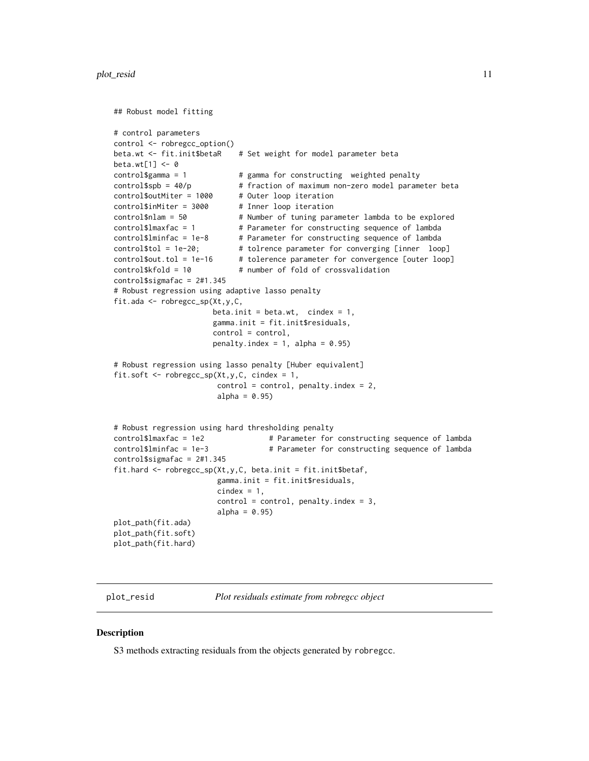```
## Robust model fitting

# control parameters
control <- robregcc_option()
beta.wt <- fit.init$betaR    # Set weight for model parameter beta
beta.wt[1] <- 0
control$gamma = 1            # gamma for constructing  weighted penalty
control$spb = 40/p           # fraction of maximum non-zero model parameter beta
control$outMiter = 1000      # Outer loop iteration
control$inMiter = 3000       # Inner loop iteration
control$nlam = 50            # Number of tuning parameter lambda to be explored
control$lmaxfac = 1          # Parameter for constructing sequence of lambda
control$lminfac = 1e-8       # Parameter for constructing sequence of lambda
control$tol = 1e-20;         # tolrence parameter for converging [inner  loop]
control$out.tol = 1e-16      # tolerence parameter for convergence [outer loop]
control$kfold = 10           # number of fold of crossvalidation
control$sigmafac = 2#1.345
# Robust regression using adaptive lasso penalty
fit.ada <- robregcc_sp(Xt,y,C,
                      beta.init = beta.wt,  cindex = 1,
                      gamma.init = fit.init$residuals,
                      control = control,
                      penalty.index = 1, alpha = 0.95)

# Robust regression using lasso penalty [Huber equivalent]
fit.soft <- robregcc_sp(Xt,y,C, cindex = 1,
                       control = control, penalty.index = 2,
                       alpha = 0.95)


# Robust regression using hard thresholding penalty
control$lmaxfac = 1e2               # Parameter for constructing sequence of lambda
control$lminfac = 1e-3              # Parameter for constructing sequence of lambda
control$sigmafac = 2#1.345
fit.hard <- robregcc_sp(Xt,y,C, beta.init = fit.init$betaf,
                       gamma.init = fit.init$residuals,
                       cindex = 1,
                       control = control, penalty.index = 3,
                       alpha = 0.95)
plot_path(fit.ada)
plot_path(fit.soft)
plot_path(fit.hard)
```

## plot_resid — *Plot residuals estimate from robregcc object*

### Description

S3 methods extracting residuals from the objects generated by robregcc.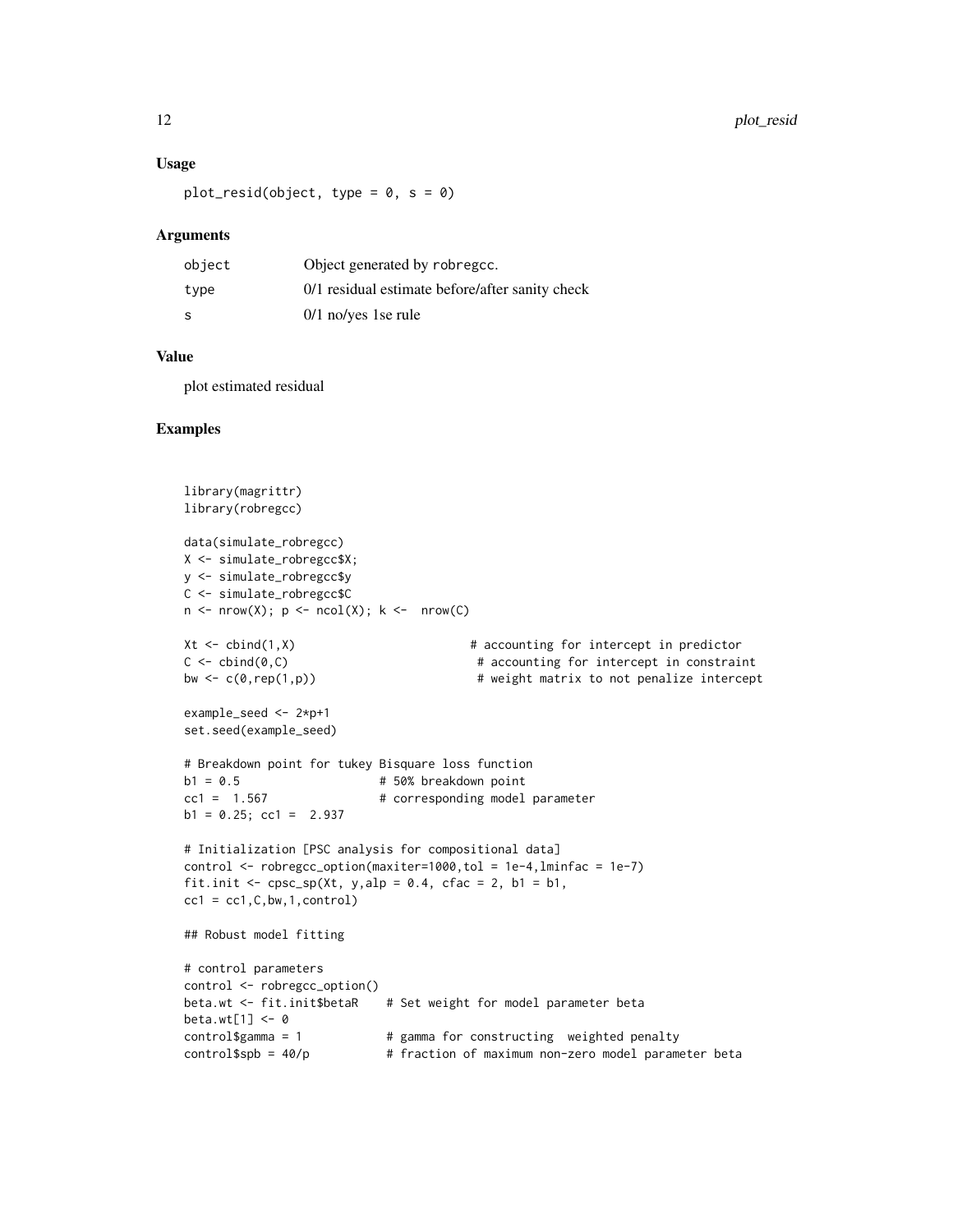### Usage

```
plot_resid(object, type = 0, s = 0)
```

### Arguments

| | |
|---|---|
| object | Object generated by robregcc. |
| type | 0/1 residual estimate before/after sanity check |
| s | 0/1 no/yes 1se rule |

### Value

plot estimated residual

### Examples

```
library(magrittr)
library(robregcc)

data(simulate_robregcc)
X <- simulate_robregcc$X;
y <- simulate_robregcc$y
C <- simulate_robregcc$C
n <- nrow(X); p <- ncol(X); k <-  nrow(C)

Xt <- cbind(1,X)                         # accounting for intercept in predictor
C <- cbind(0,C)                           # accounting for intercept in constraint
bw <- c(0,rep(1,p))                       # weight matrix to not penalize intercept

example_seed <- 2*p+1
set.seed(example_seed)

# Breakdown point for tukey Bisquare loss function
b1 = 0.5                    # 50% breakdown point
cc1 =  1.567                # corresponding model parameter
b1 = 0.25; cc1 =  2.937

# Initialization [PSC analysis for compositional data]
control <- robregcc_option(maxiter=1000,tol = 1e-4,lminfac = 1e-7)
fit.init <- cpsc_sp(Xt, y,alp = 0.4, cfac = 2, b1 = b1,
cc1 = cc1,C,bw,1,control)

## Robust model fitting

# control parameters
control <- robregcc_option()
beta.wt <- fit.init$betaR    # Set weight for model parameter beta
beta.wt[1] <- 0
control$gamma = 1            # gamma for constructing  weighted penalty
control$spb = 40/p           # fraction of maximum non-zero model parameter beta
```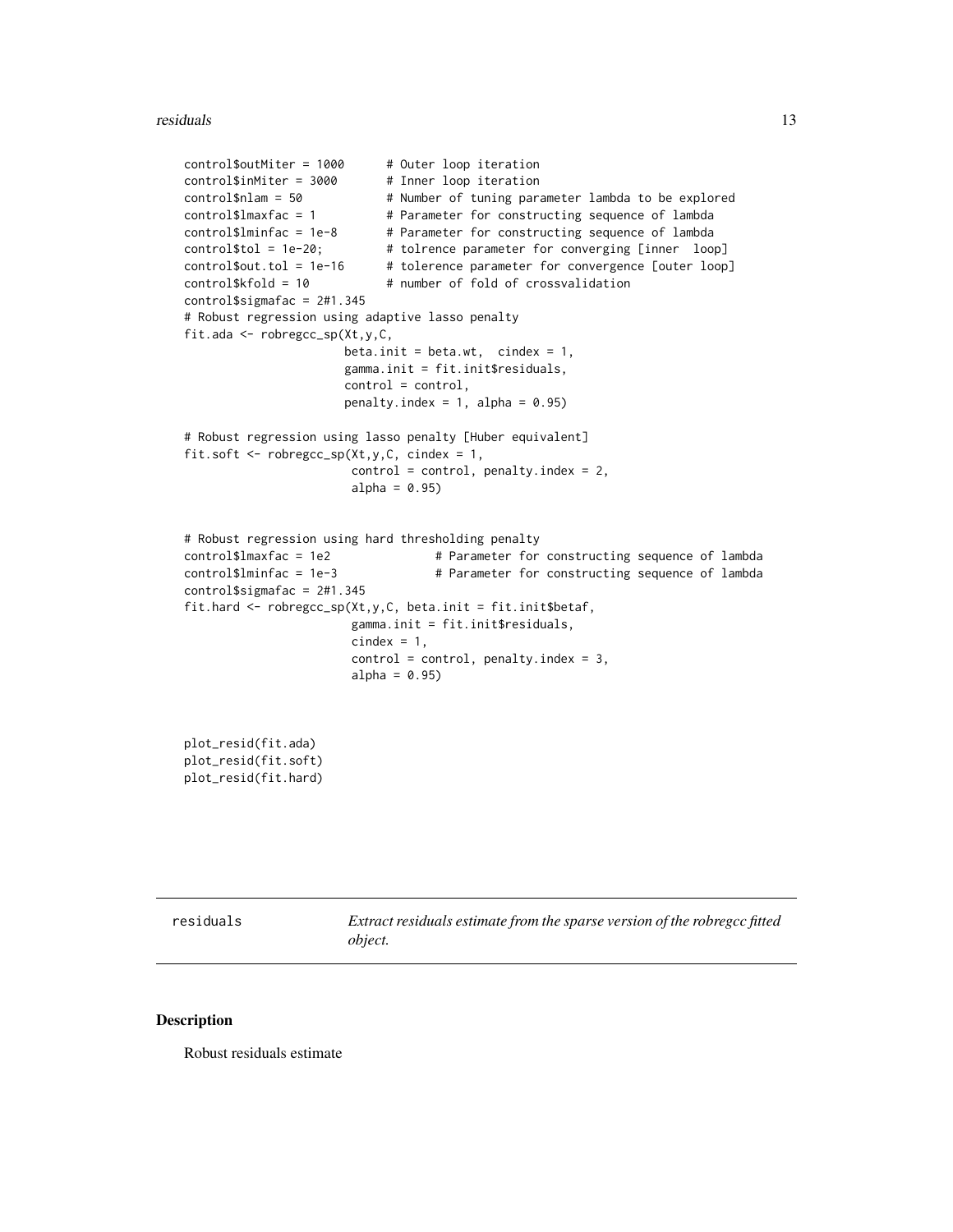```
control$outMiter = 1000      # Outer loop iteration
control$inMiter = 3000       # Inner loop iteration
control$nlam = 50            # Number of tuning parameter lambda to be explored
control$lmaxfac = 1          # Parameter for constructing sequence of lambda
control$lminfac = 1e-8       # Parameter for constructing sequence of lambda
control$tol = 1e-20;         # tolrence parameter for converging [inner  loop]
control$out.tol = 1e-16      # tolerence parameter for convergence [outer loop]
control$kfold = 10           # number of fold of crossvalidation
control$sigmafac = 2#1.345
# Robust regression using adaptive lasso penalty
fit.ada <- robregcc_sp(Xt,y,C,
                       beta.init = beta.wt,  cindex = 1,
                       gamma.init = fit.init$residuals,
                       control = control,
                       penalty.index = 1, alpha = 0.95)

# Robust regression using lasso penalty [Huber equivalent]
fit.soft <- robregcc_sp(Xt,y,C, cindex = 1,
                        control = control, penalty.index = 2,
                        alpha = 0.95)


# Robust regression using hard thresholding penalty
control$lmaxfac = 1e2               # Parameter for constructing sequence of lambda
control$lminfac = 1e-3              # Parameter for constructing sequence of lambda
control$sigmafac = 2#1.345
fit.hard <- robregcc_sp(Xt,y,C, beta.init = fit.init$betaf,
                        gamma.init = fit.init$residuals,
                        cindex = 1,
                        control = control, penalty.index = 3,
                        alpha = 0.95)



plot_resid(fit.ada)
plot_resid(fit.soft)
plot_resid(fit.hard)
```

---

## residuals — *Extract residuals estimate from the sparse version of the robregcc fitted object.*

### Description

Robust residuals estimate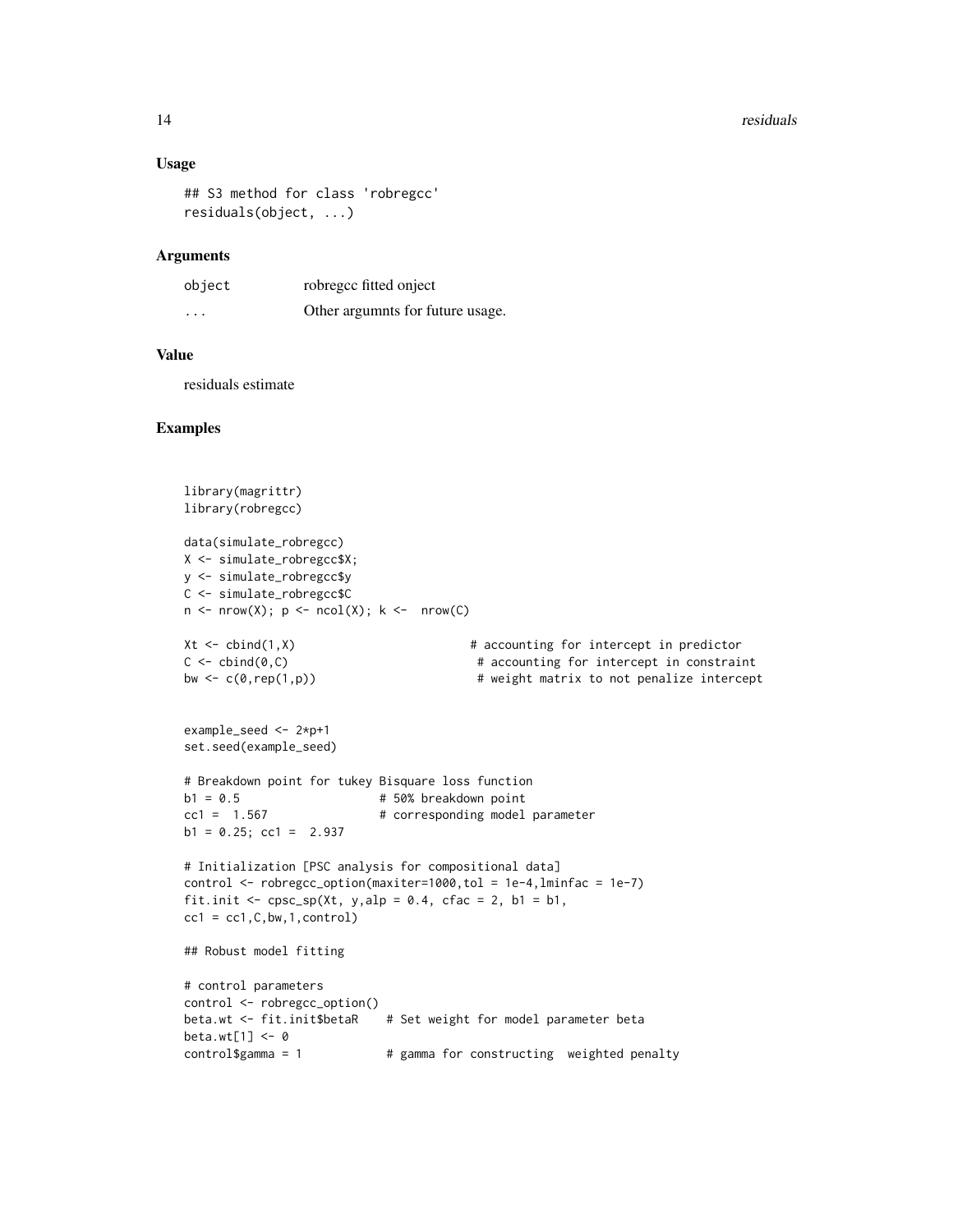### Usage

```
## S3 method for class 'robregcc'
residuals(object, ...)
```

### Arguments

| | |
|---|---|
| object | robregcc fitted onject |
| ... | Other argumnts for future usage. |

### Value

residuals estimate

### Examples

```
library(magrittr)
library(robregcc)

data(simulate_robregcc)
X <- simulate_robregcc$X;
y <- simulate_robregcc$y
C <- simulate_robregcc$C
n <- nrow(X); p <- ncol(X); k <-  nrow(C)

Xt <- cbind(1,X)                         # accounting for intercept in predictor
C <- cbind(0,C)                           # accounting for intercept in constraint
bw <- c(0,rep(1,p))                       # weight matrix to not penalize intercept


example_seed <- 2*p+1
set.seed(example_seed)

# Breakdown point for tukey Bisquare loss function
b1 = 0.5                    # 50% breakdown point
cc1 =  1.567                # corresponding model parameter
b1 = 0.25; cc1 =  2.937

# Initialization [PSC analysis for compositional data]
control <- robregcc_option(maxiter=1000,tol = 1e-4,lminfac = 1e-7)
fit.init <- cpsc_sp(Xt, y,alp = 0.4, cfac = 2, b1 = b1,
cc1 = cc1,C,bw,1,control)

## Robust model fitting

# control parameters
control <- robregcc_option()
beta.wt <- fit.init$betaR    # Set weight for model parameter beta
beta.wt[1] <- 0
control$gamma = 1            # gamma for constructing  weighted penalty
```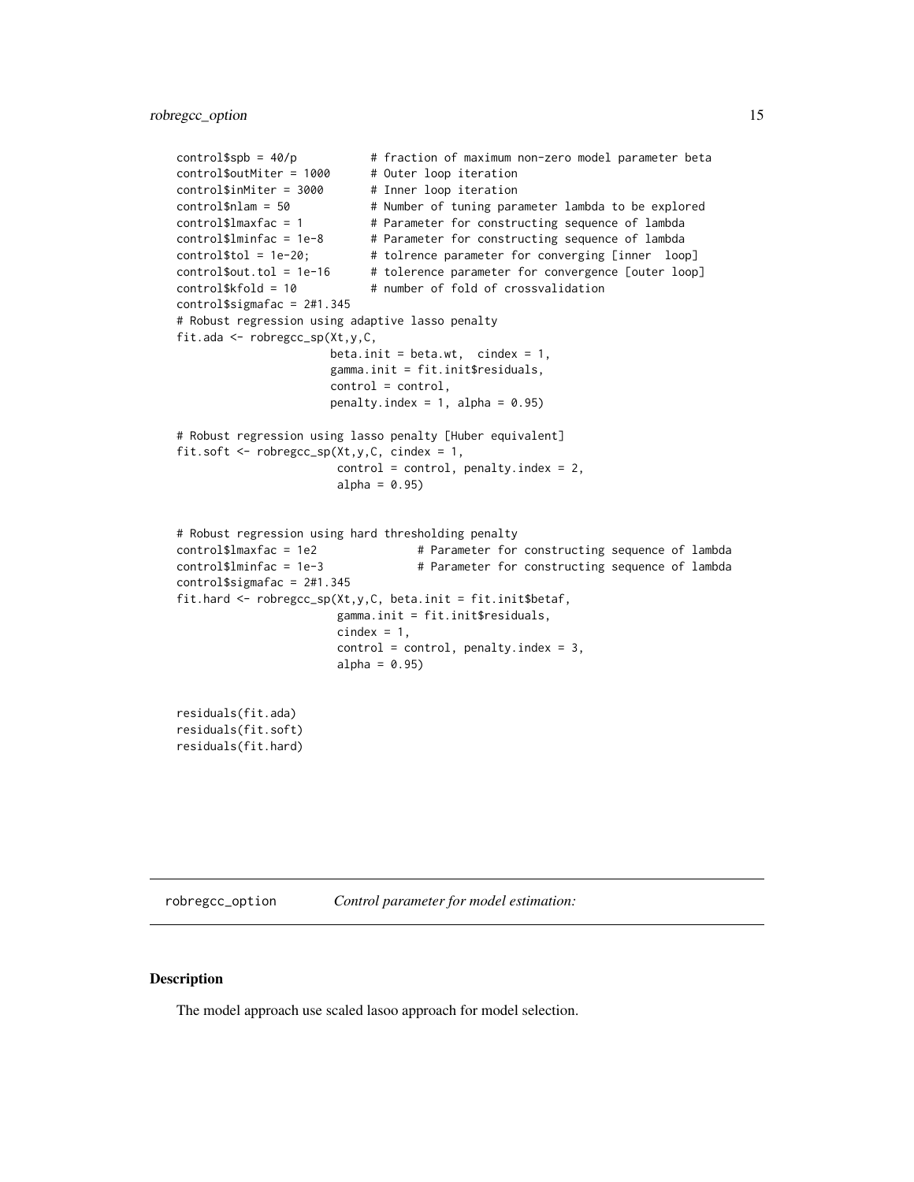```
control$spb = 40/p          # fraction of maximum non-zero model parameter beta
control$outMiter = 1000     # Outer loop iteration
control$inMiter = 3000      # Inner loop iteration
control$nlam = 50           # Number of tuning parameter lambda to be explored
control$lmaxfac = 1         # Parameter for constructing sequence of lambda
control$lminfac = 1e-8      # Parameter for constructing sequence of lambda
control$tol = 1e-20;        # tolrence parameter for converging [inner  loop]
control$out.tol = 1e-16     # tolerence parameter for convergence [outer loop]
control$kfold = 10          # number of fold of crossvalidation
control$sigmafac = 2#1.345
# Robust regression using adaptive lasso penalty
fit.ada <- robregcc_sp(Xt,y,C,
                       beta.init = beta.wt,  cindex = 1,
                       gamma.init = fit.init$residuals,
                       control = control,
                       penalty.index = 1, alpha = 0.95)

# Robust regression using lasso penalty [Huber equivalent]
fit.soft <- robregcc_sp(Xt,y,C, cindex = 1,
                        control = control, penalty.index = 2,
                        alpha = 0.95)


# Robust regression using hard thresholding penalty
control$lmaxfac = 1e2             # Parameter for constructing sequence of lambda
control$lminfac = 1e-3            # Parameter for constructing sequence of lambda
control$sigmafac = 2#1.345
fit.hard <- robregcc_sp(Xt,y,C, beta.init = fit.init$betaf,
                        gamma.init = fit.init$residuals,
                        cindex = 1,
                        control = control, penalty.index = 3,
                        alpha = 0.95)


residuals(fit.ada)
residuals(fit.soft)
residuals(fit.hard)
```

---

robregcc_option *Control parameter for model estimation:*

---

## Description

The model approach use scaled lasoo approach for model selection.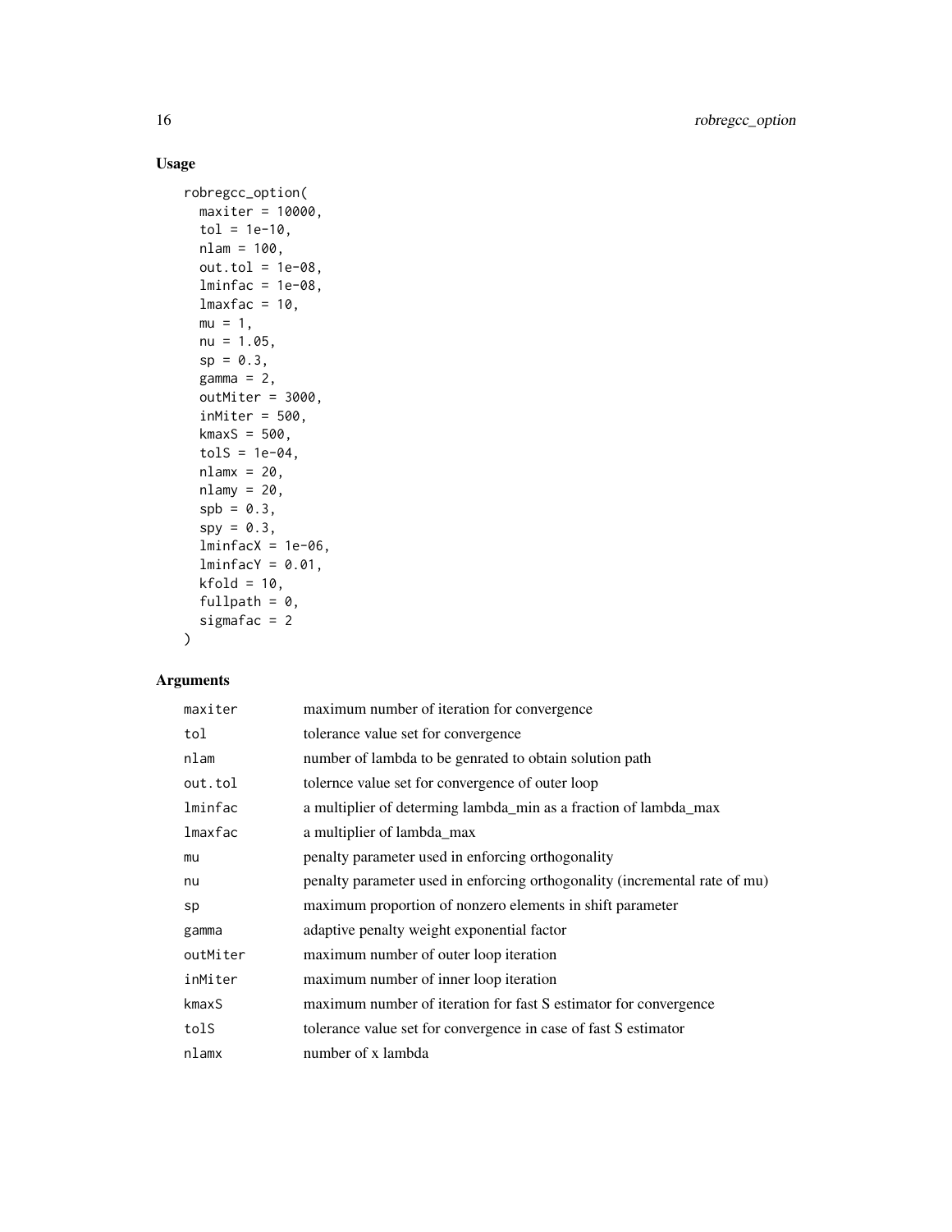## Usage

```
robregcc_option(
  maxiter = 10000,
  tol = 1e-10,
  nlam = 100,
  out.tol = 1e-08,
  lminfac = 1e-08,
  lmaxfac = 10,
  mu = 1,
  nu = 1.05,
  sp = 0.3,
  gamma = 2,
  outMiter = 3000,
  inMiter = 500,
  kmaxS = 500,
  tolS = 1e-04,
  nlamx = 20,
  nlamy = 20,
  spb = 0.3,
  spy = 0.3,
  lminfacX = 1e-06,
  lminfacY = 0.01,
  kfold = 10,
  fullpath = 0,
  sigmafac = 2
)
```

## Arguments

| | |
|---|---|
| `maxiter` | maximum number of iteration for convergence |
| `tol` | tolerance value set for convergence |
| `nlam` | number of lambda to be genrated to obtain solution path |
| `out.tol` | tolernce value set for convergence of outer loop |
| `lminfac` | a multiplier of determing lambda_min as a fraction of lambda_max |
| `lmaxfac` | a multiplier of lambda_max |
| `mu` | penalty parameter used in enforcing orthogonality |
| `nu` | penalty parameter used in enforcing orthogonality (incremental rate of mu) |
| `sp` | maximum proportion of nonzero elements in shift parameter |
| `gamma` | adaptive penalty weight exponential factor |
| `outMiter` | maximum number of outer loop iteration |
| `inMiter` | maximum number of inner loop iteration |
| `kmaxS` | maximum number of iteration for fast S estimator for convergence |
| `tolS` | tolerance value set for convergence in case of fast S estimator |
| `nlamx` | number of x lambda |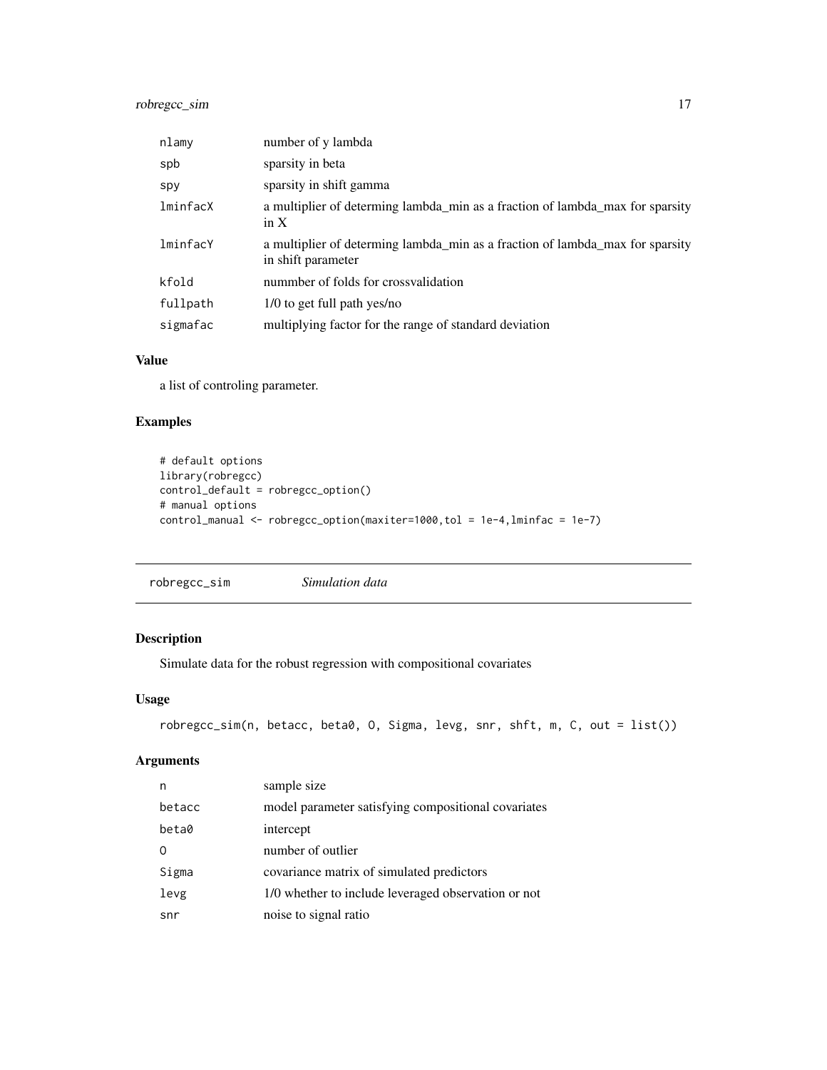| | |
|---|---|
| nlamy | number of y lambda |
| spb | sparsity in beta |
| spy | sparsity in shift gamma |
| lminfacX | a multiplier of determing lambda_min as a fraction of lambda_max for sparsity in X |
| lminfacY | a multiplier of determing lambda_min as a fraction of lambda_max for sparsity in shift parameter |
| kfold | nummber of folds for crossvalidation |
| fullpath | 1/0 to get full path yes/no |
| sigmafac | multiplying factor for the range of standard deviation |

### Value

a list of controling parameter.

### Examples

```
# default options
library(robregcc)
control_default = robregcc_option()
# manual options
control_manual <- robregcc_option(maxiter=1000,tol = 1e-4,lminfac = 1e-7)
```

---

## robregcc_sim — *Simulation data*

### Description

Simulate data for the robust regression with compositional covariates

### Usage

```
robregcc_sim(n, betacc, beta0, O, Sigma, levg, snr, shft, m, C, out = list())
```

### Arguments

| | |
|---|---|
| n | sample size |
| betacc | model parameter satisfying compositional covariates |
| beta0 | intercept |
| O | number of outlier |
| Sigma | covariance matrix of simulated predictors |
| levg | 1/0 whether to include leveraged observation or not |
| snr | noise to signal ratio |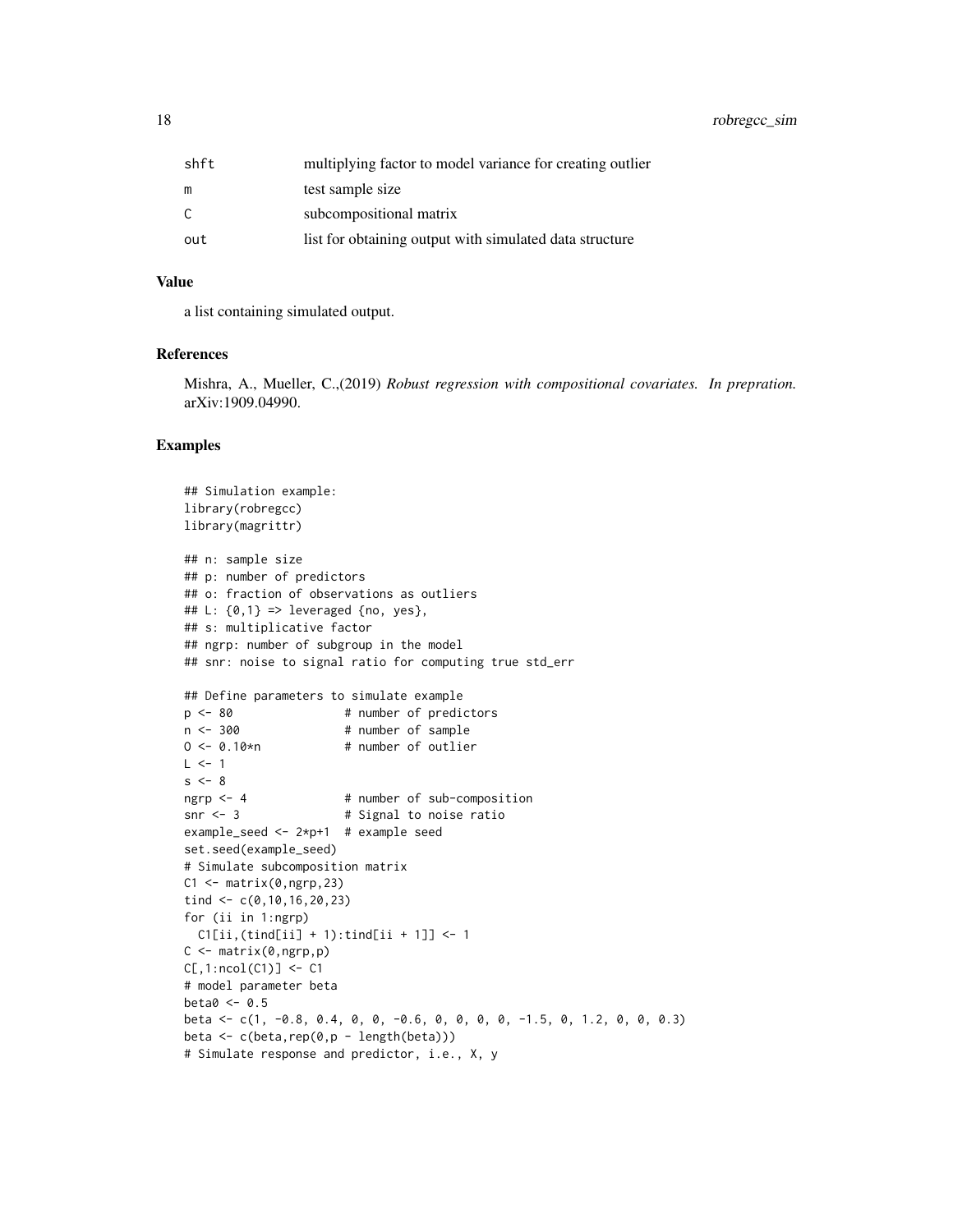| | |
|---|---|
| shft | multiplying factor to model variance for creating outlier |
| m | test sample size |
| C | subcompositional matrix |
| out | list for obtaining output with simulated data structure |

### Value

a list containing simulated output.

### References

Mishra, A., Mueller, C.,(2019) *Robust regression with compositional covariates. In prepration.* arXiv:1909.04990.

### Examples

```
## Simulation example:
library(robregcc)
library(magrittr)

## n: sample size
## p: number of predictors
## o: fraction of observations as outliers
## L: {0,1} => leveraged {no, yes},
## s: multiplicative factor
## ngrp: number of subgroup in the model
## snr: noise to signal ratio for computing true std_err

## Define parameters to simulate example
p <- 80                # number of predictors
n <- 300               # number of sample
O <- 0.10*n            # number of outlier
L <- 1
s <- 8
ngrp <- 4              # number of sub-composition
snr <- 3               # Signal to noise ratio
example_seed <- 2*p+1  # example seed
set.seed(example_seed)
# Simulate subcomposition matrix
C1 <- matrix(0,ngrp,23)
tind <- c(0,10,16,20,23)
for (ii in 1:ngrp)
  C1[ii,(tind[ii] + 1):tind[ii + 1]] <- 1
C <- matrix(0,ngrp,p)
C[,1:ncol(C1)] <- C1
# model parameter beta
beta0 <- 0.5
beta <- c(1, -0.8, 0.4, 0, 0, -0.6, 0, 0, 0, 0, -1.5, 0, 1.2, 0, 0, 0.3)
beta <- c(beta,rep(0,p - length(beta)))
# Simulate response and predictor, i.e., X, y
```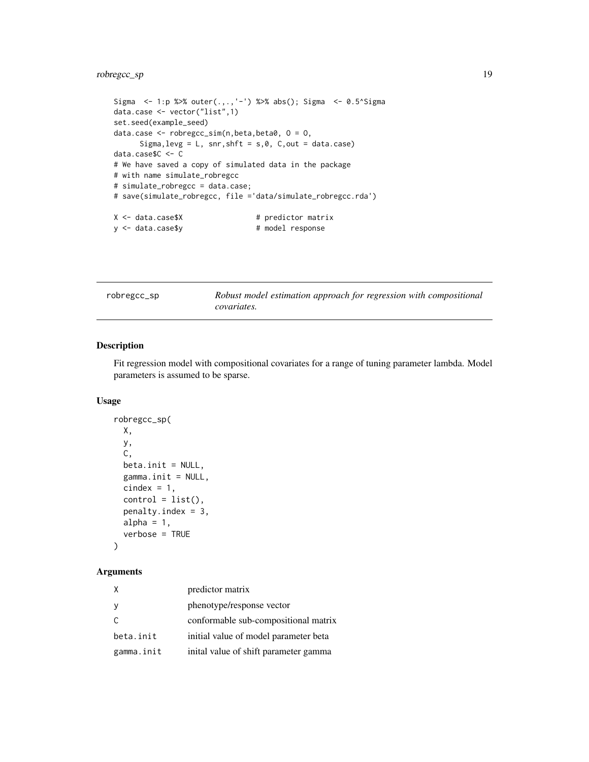```
Sigma  <- 1:p %>% outer(.,.,'-') %>% abs(); Sigma  <- 0.5^Sigma
data.case <- vector("list",1)
set.seed(example_seed)
data.case <- robregcc_sim(n,beta,beta0, O = O,
      Sigma,levg = L, snr,shft = s,0, C,out = data.case)
data.case$C <- C
# We have saved a copy of simulated data in the package
# with name simulate_robregcc
# simulate_robregcc = data.case;
# save(simulate_robregcc, file ='data/simulate_robregcc.rda')

X <- data.case$X                 # predictor matrix
y <- data.case$y                 # model response
```

## robregcc_sp — *Robust model estimation approach for regression with compositional covariates.*

### Description

Fit regression model with compositional covariates for a range of tuning parameter lambda. Model parameters is assumed to be sparse.

### Usage

```
robregcc_sp(
  X,
  y,
  C,
  beta.init = NULL,
  gamma.init = NULL,
  cindex = 1,
  control = list(),
  penalty.index = 3,
  alpha = 1,
  verbose = TRUE
)
```

### Arguments

| | |
|---|---|
| X | predictor matrix |
| y | phenotype/response vector |
| C | conformable sub-compositional matrix |
| beta.init | initial value of model parameter beta |
| gamma.init | inital value of shift parameter gamma |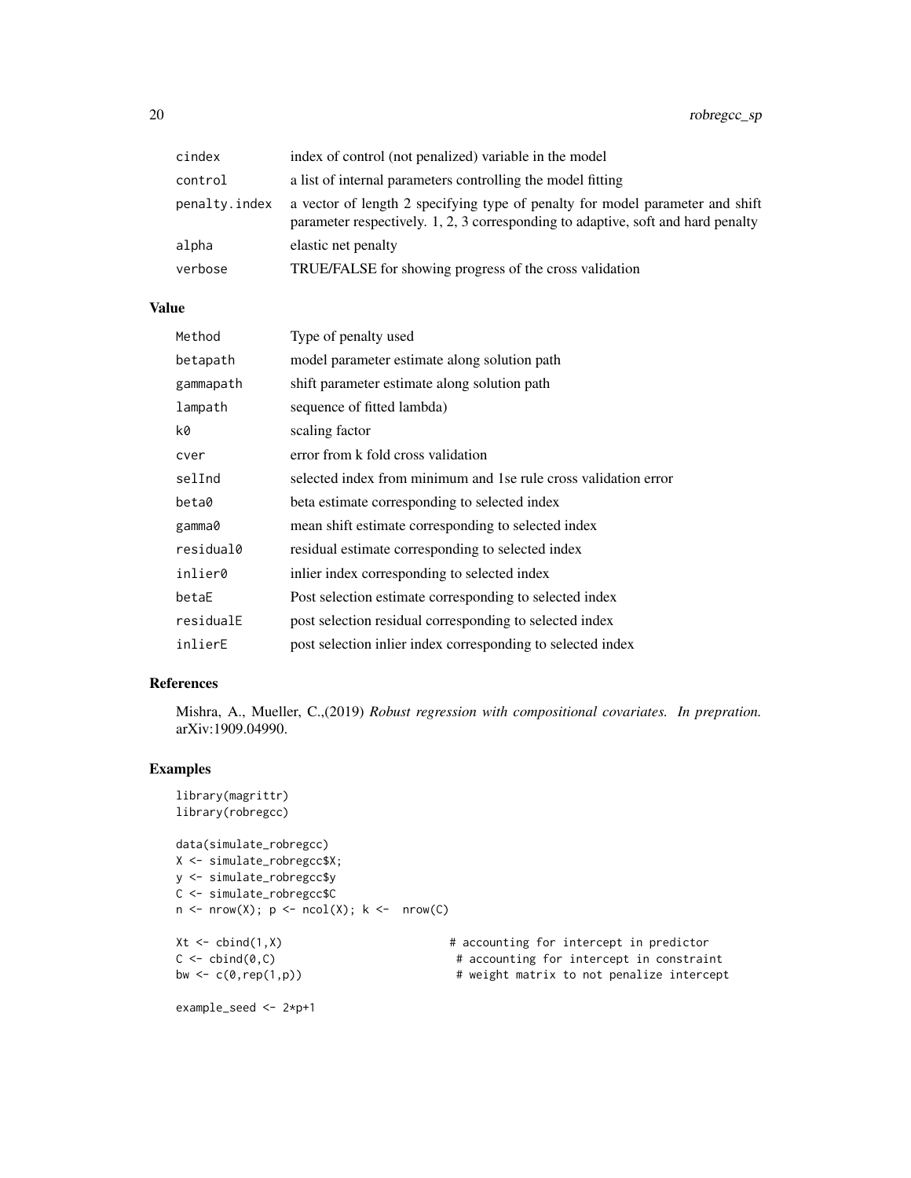| | |
|---|---|
| cindex | index of control (not penalized) variable in the model |
| control | a list of internal parameters controlling the model fitting |
| penalty.index | a vector of length 2 specifying type of penalty for model parameter and shift parameter respectively. 1, 2, 3 corresponding to adaptive, soft and hard penalty |
| alpha | elastic net penalty |
| verbose | TRUE/FALSE for showing progress of the cross validation |

## Value

| | |
|---|---|
| Method | Type of penalty used |
| betapath | model parameter estimate along solution path |
| gammapath | shift parameter estimate along solution path |
| lampath | sequence of fitted lambda) |
| k0 | scaling factor |
| cver | error from k fold cross validation |
| selInd | selected index from minimum and 1se rule cross validation error |
| beta0 | beta estimate corresponding to selected index |
| gamma0 | mean shift estimate corresponding to selected index |
| residual0 | residual estimate corresponding to selected index |
| inlier0 | inlier index corresponding to selected index |
| betaE | Post selection estimate corresponding to selected index |
| residualE | post selection residual corresponding to selected index |
| inlierE | post selection inlier index corresponding to selected index |

## References

Mishra, A., Mueller, C.,(2019) *Robust regression with compositional covariates. In prepration.* arXiv:1909.04990.

## Examples

```
library(magrittr)
library(robregcc)

data(simulate_robregcc)
X <- simulate_robregcc$X;
y <- simulate_robregcc$y
C <- simulate_robregcc$C
n <- nrow(X); p <- ncol(X); k <-  nrow(C)

Xt <- cbind(1,X)                         # accounting for intercept in predictor
C <- cbind(0,C)                           # accounting for intercept in constraint
bw <- c(0,rep(1,p))                       # weight matrix to not penalize intercept

example_seed <- 2*p+1
```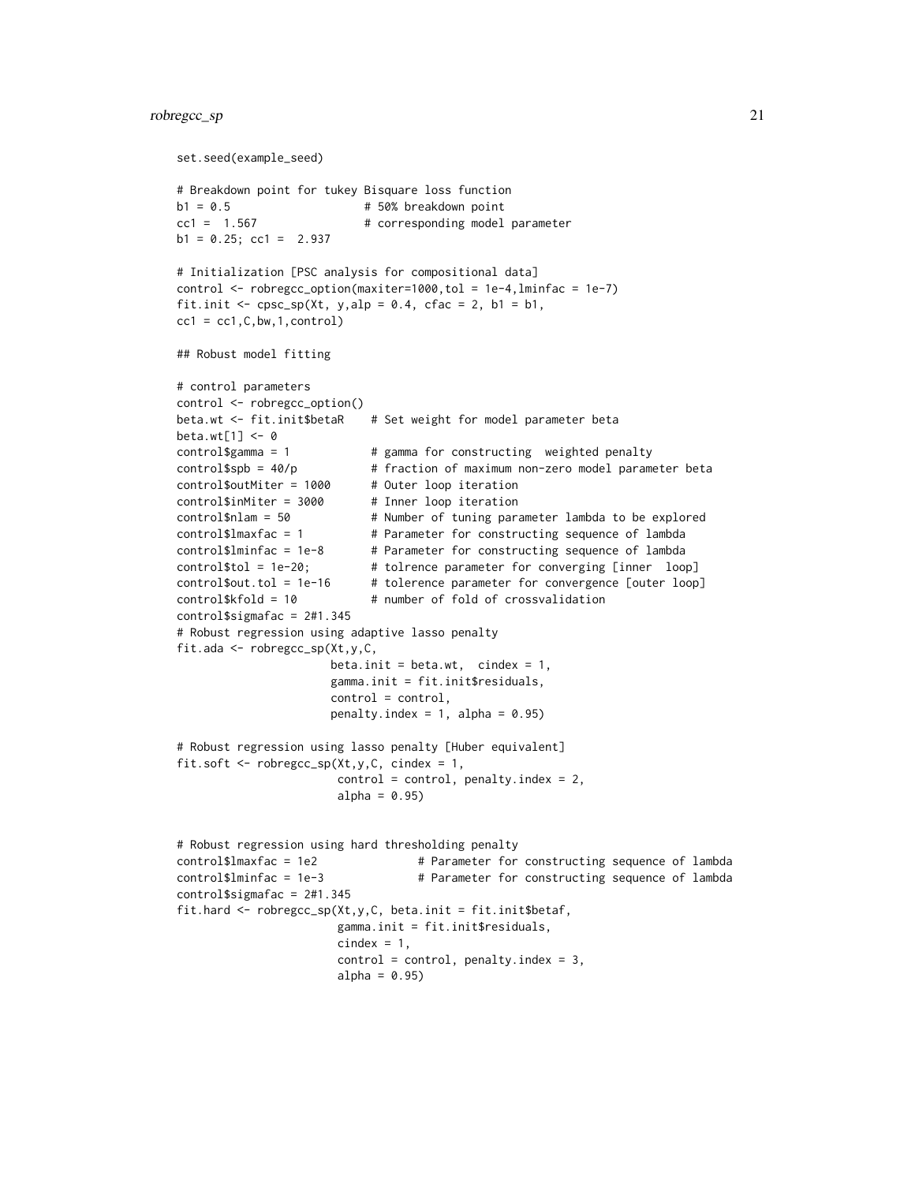```
set.seed(example_seed)

# Breakdown point for tukey Bisquare loss function
b1 = 0.5                    # 50% breakdown point
cc1 =  1.567                # corresponding model parameter
b1 = 0.25; cc1 =  2.937

# Initialization [PSC analysis for compositional data]
control <- robregcc_option(maxiter=1000,tol = 1e-4,lminfac = 1e-7)
fit.init <- cpsc_sp(Xt, y,alp = 0.4, cfac = 2, b1 = b1,
cc1 = cc1,C,bw,1,control)

## Robust model fitting

# control parameters
control <- robregcc_option()
beta.wt <- fit.init$betaR    # Set weight for model parameter beta
beta.wt[1] <- 0
control$gamma = 1            # gamma for constructing  weighted penalty
control$spb = 40/p           # fraction of maximum non-zero model parameter beta
control$outMiter = 1000      # Outer loop iteration
control$inMiter = 3000       # Inner loop iteration
control$nlam = 50            # Number of tuning parameter lambda to be explored
control$lmaxfac = 1          # Parameter for constructing sequence of lambda
control$lminfac = 1e-8       # Parameter for constructing sequence of lambda
control$tol = 1e-20;         # tolrence parameter for converging [inner  loop]
control$out.tol = 1e-16      # tolerence parameter for convergence [outer loop]
control$kfold = 10           # number of fold of crossvalidation
control$sigmafac = 2#1.345
# Robust regression using adaptive lasso penalty
fit.ada <- robregcc_sp(Xt,y,C,
                       beta.init = beta.wt,  cindex = 1,
                       gamma.init = fit.init$residuals,
                       control = control,
                       penalty.index = 1, alpha = 0.95)

# Robust regression using lasso penalty [Huber equivalent]
fit.soft <- robregcc_sp(Xt,y,C, cindex = 1,
                        control = control, penalty.index = 2,
                        alpha = 0.95)


# Robust regression using hard thresholding penalty
control$lmaxfac = 1e2               # Parameter for constructing sequence of lambda
control$lminfac = 1e-3              # Parameter for constructing sequence of lambda
control$sigmafac = 2#1.345
fit.hard <- robregcc_sp(Xt,y,C, beta.init = fit.init$betaf,
                        gamma.init = fit.init$residuals,
                        cindex = 1,
                        control = control, penalty.index = 3,
                        alpha = 0.95)
```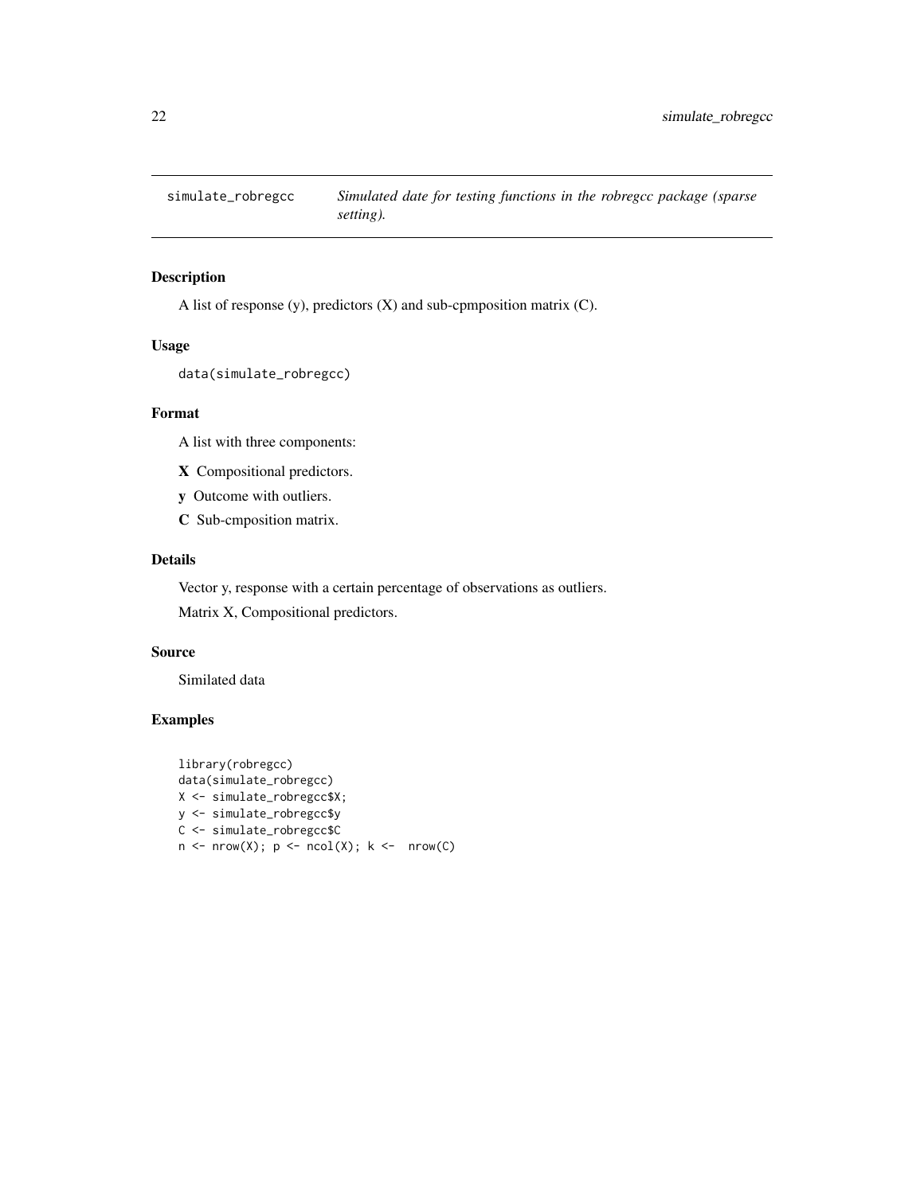## simulate_robregcc

*Simulated date for testing functions in the robregcc package (sparse setting).*

### Description

A list of response (y), predictors (X) and sub-cpmposition matrix (C).

### Usage

```
data(simulate_robregcc)
```

### Format

A list with three components:

**X** Compositional predictors.

**y** Outcome with outliers.

**C** Sub-cmposition matrix.

### Details

Vector y, response with a certain percentage of observations as outliers.

Matrix X, Compositional predictors.

### Source

Similated data

### Examples

```
library(robregcc)
data(simulate_robregcc)
X <- simulate_robregcc$X;
y <- simulate_robregcc$y
C <- simulate_robregcc$C
n <- nrow(X); p <- ncol(X); k <-  nrow(C)
```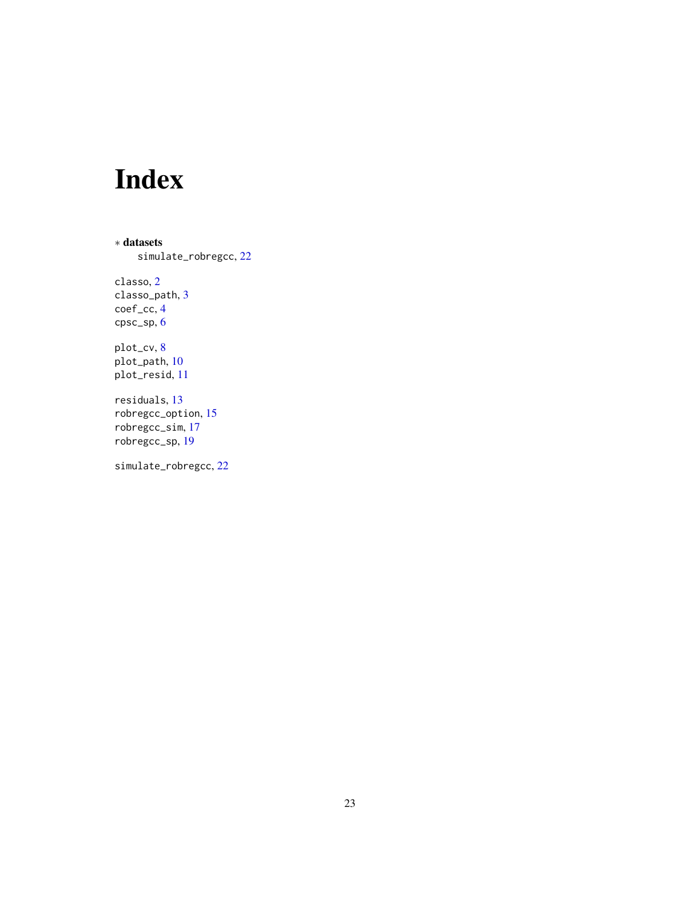# Index

∗ **datasets**
    simulate_robregcc, 22

classo, 2
classo_path, 3
coef_cc, 4
cpsc_sp, 6

plot_cv, 8
plot_path, 10
plot_resid, 11

residuals, 13
robregcc_option, 15
robregcc_sim, 17
robregcc_sp, 19

simulate_robregcc, 22